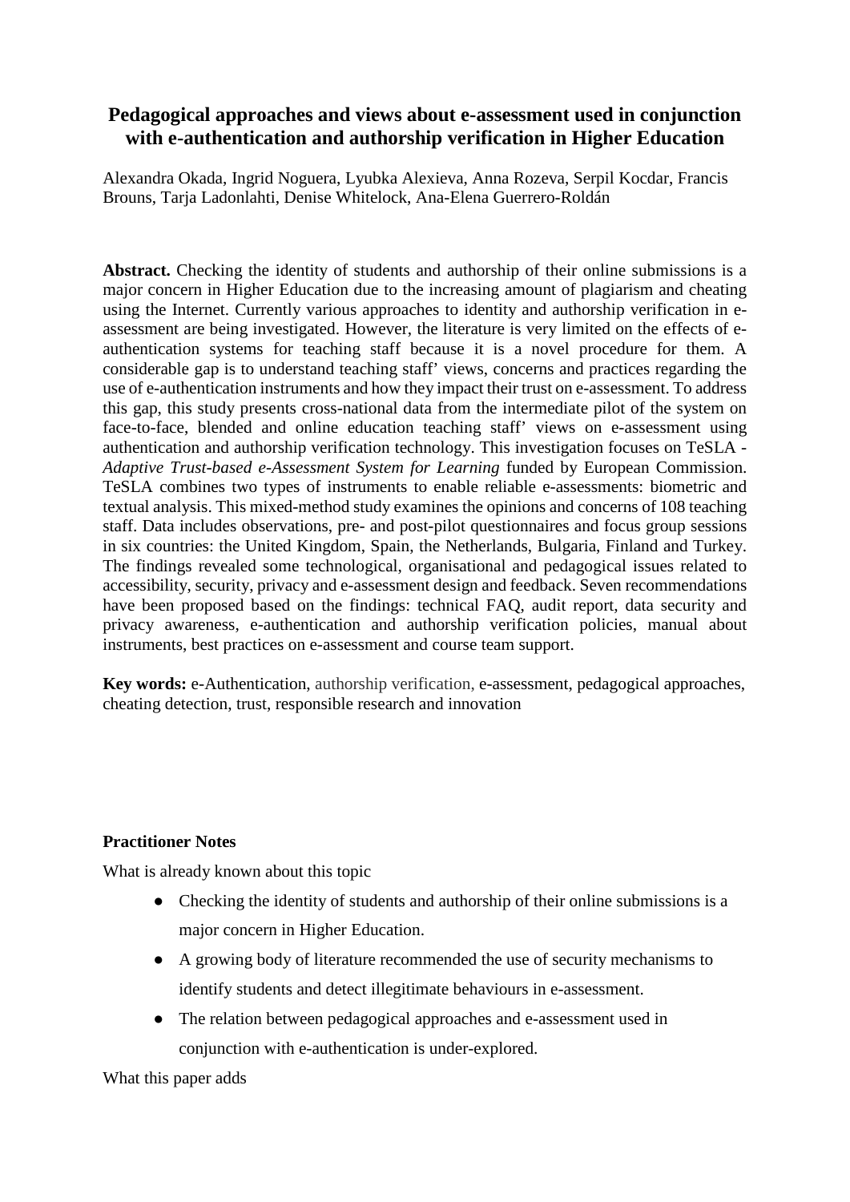# Pedagogical approaches and views about e-assessment used in conjunction with e-authentication and authorship verification in Higher Education

Alexandra Okada, Ingrid Noguera, Lyubka Alexieva, Anna Rozeva, Serpil Kocdar, Francis Brouns, Tarja Ladonlahti, Denise Whitelock, Ana-Elena Guerrero-Roldán

**Abstract.** Checking the identity of students and authorship of their online submissions is a major concern in Higher Education due to the increasing amount of plagiarism and cheating using the Internet. Currently various approaches to identity and authorship verification in e-assessment are being investigated. However, the literature is very limited on the effects of e-authentication systems for teaching staff because it is a novel procedure for them. A considerable gap is to understand teaching staff' views, concerns and practices regarding the use of e-authentication instruments and how they impact their trust on e-assessment. To address this gap, this study presents cross-national data from the intermediate pilot of the system on face-to-face, blended and online education teaching staff' views on e-assessment using authentication and authorship verification technology. This investigation focuses on TeSLA - *Adaptive Trust-based e-Assessment System for Learning* funded by European Commission. TeSLA combines two types of instruments to enable reliable e-assessments: biometric and textual analysis. This mixed-method study examines the opinions and concerns of 108 teaching staff. Data includes observations, pre- and post-pilot questionnaires and focus group sessions in six countries: the United Kingdom, Spain, the Netherlands, Bulgaria, Finland and Turkey. The findings revealed some technological, organisational and pedagogical issues related to accessibility, security, privacy and e-assessment design and feedback. Seven recommendations have been proposed based on the findings: technical FAQ, audit report, data security and privacy awareness, e-authentication and authorship verification policies, manual about instruments, best practices on e-assessment and course team support.

**Key words:** e-Authentication, authorship verification, e-assessment, pedagogical approaches, cheating detection, trust, responsible research and innovation

**Practitioner Notes**

What is already known about this topic

- Checking the identity of students and authorship of their online submissions is a major concern in Higher Education.
- A growing body of literature recommended the use of security mechanisms to identify students and detect illegitimate behaviours in e-assessment.
- The relation between pedagogical approaches and e-assessment used in conjunction with e-authentication is under-explored.

What this paper adds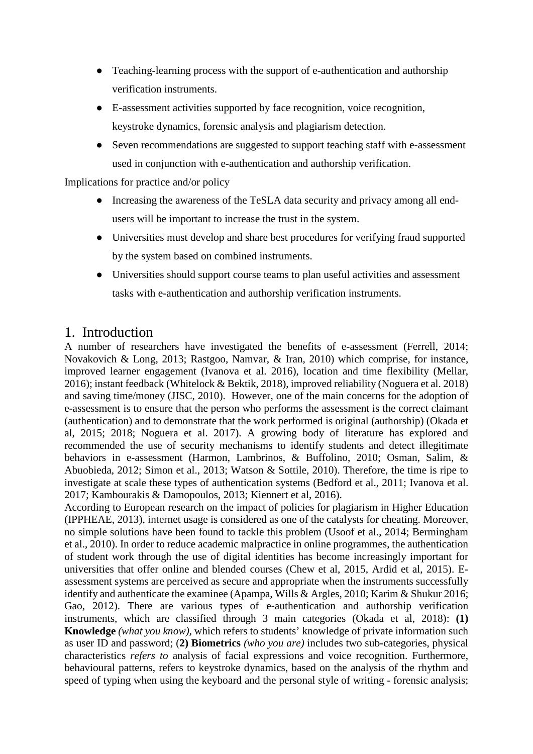- Teaching-learning process with the support of e-authentication and authorship verification instruments.
- E-assessment activities supported by face recognition, voice recognition, keystroke dynamics, forensic analysis and plagiarism detection.
- Seven recommendations are suggested to support teaching staff with e-assessment used in conjunction with e-authentication and authorship verification.

Implications for practice and/or policy

- Increasing the awareness of the TeSLA data security and privacy among all end-users will be important to increase the trust in the system.
- Universities must develop and share best procedures for verifying fraud supported by the system based on combined instruments.
- Universities should support course teams to plan useful activities and assessment tasks with e-authentication and authorship verification instruments.

## 1. Introduction

A number of researchers have investigated the benefits of e-assessment (Ferrell, 2014; Novakovich & Long, 2013; Rastgoo, Namvar, & Iran, 2010) which comprise, for instance, improved learner engagement (Ivanova et al. 2016), location and time flexibility (Mellar, 2016); instant feedback (Whitelock & Bektik, 2018), improved reliability (Noguera et al. 2018) and saving time/money (JISC, 2010). However, one of the main concerns for the adoption of e-assessment is to ensure that the person who performs the assessment is the correct claimant (authentication) and to demonstrate that the work performed is original (authorship) (Okada et al, 2015; 2018; Noguera et al. 2017). A growing body of literature has explored and recommended the use of security mechanisms to identify students and detect illegitimate behaviors in e-assessment (Harmon, Lambrinos, & Buffolino, 2010; Osman, Salim, & Abuobieda, 2012; Simon et al., 2013; Watson & Sottile, 2010). Therefore, the time is ripe to investigate at scale these types of authentication systems (Bedford et al., 2011; Ivanova et al. 2017; Kambourakis & Damopoulos, 2013; Kiennert et al, 2016).

According to European research on the impact of policies for plagiarism in Higher Education (IPPHEAE, 2013), internet usage is considered as one of the catalysts for cheating. Moreover, no simple solutions have been found to tackle this problem (Usoof et al., 2014; Bermingham et al., 2010). In order to reduce academic malpractice in online programmes, the authentication of student work through the use of digital identities has become increasingly important for universities that offer online and blended courses (Chew et al, 2015, Ardid et al, 2015). E-assessment systems are perceived as secure and appropriate when the instruments successfully identify and authenticate the examinee (Apampa, Wills & Argles, 2010; Karim & Shukur 2016; Gao, 2012). There are various types of e-authentication and authorship verification instruments, which are classified through 3 main categories (Okada et al, 2018): **(1) Knowledge** *(what you know)*, which refers to students' knowledge of private information such as user ID and password; (**2) Biometrics** *(who you are)* includes two sub-categories, physical characteristics *refers to* analysis of facial expressions and voice recognition. Furthermore, behavioural patterns, refers to keystroke dynamics, based on the analysis of the rhythm and speed of typing when using the keyboard and the personal style of writing - forensic analysis;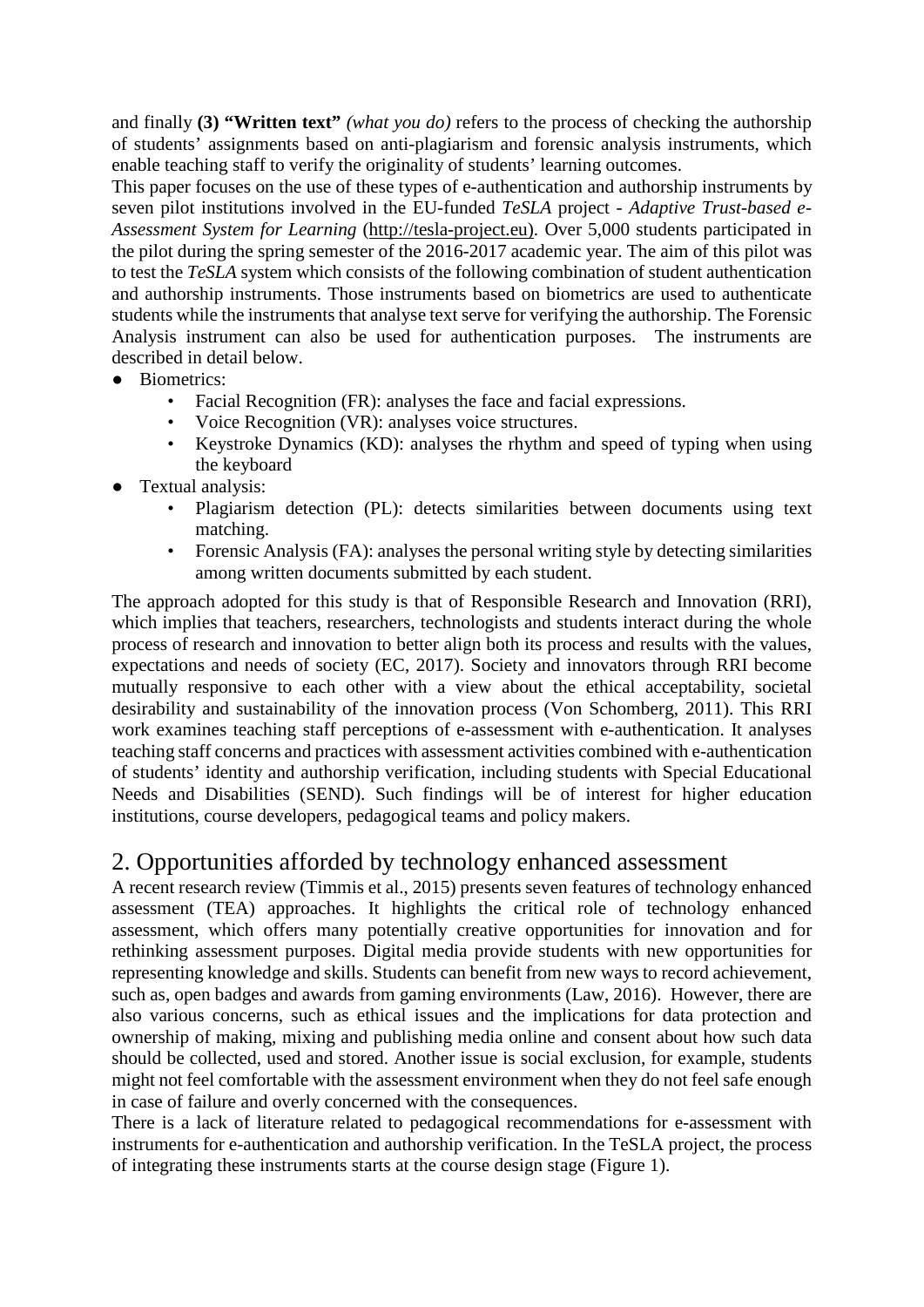and finally **(3) “Written text”** *(what you do)* refers to the process of checking the authorship of students’ assignments based on anti-plagiarism and forensic analysis instruments, which enable teaching staff to verify the originality of students’ learning outcomes.

This paper focuses on the use of these types of e-authentication and authorship instruments by seven pilot institutions involved in the EU-funded *TeSLA* project - *Adaptive Trust-based e-Assessment System for Learning* (http://tesla-project.eu). Over 5,000 students participated in the pilot during the spring semester of the 2016-2017 academic year. The aim of this pilot was to test the *TeSLA* system which consists of the following combination of student authentication and authorship instruments. Those instruments based on biometrics are used to authenticate students while the instruments that analyse text serve for verifying the authorship. The Forensic Analysis instrument can also be used for authentication purposes. The instruments are described in detail below.

- Biometrics:
    - Facial Recognition (FR): analyses the face and facial expressions.
    - Voice Recognition (VR): analyses voice structures.
    - Keystroke Dynamics (KD): analyses the rhythm and speed of typing when using the keyboard
- Textual analysis:
    - Plagiarism detection (PL): detects similarities between documents using text matching.
    - Forensic Analysis (FA): analyses the personal writing style by detecting similarities among written documents submitted by each student.

The approach adopted for this study is that of Responsible Research and Innovation (RRI), which implies that teachers, researchers, technologists and students interact during the whole process of research and innovation to better align both its process and results with the values, expectations and needs of society (EC, 2017). Society and innovators through RRI become mutually responsive to each other with a view about the ethical acceptability, societal desirability and sustainability of the innovation process (Von Schomberg, 2011). This RRI work examines teaching staff perceptions of e-assessment with e-authentication. It analyses teaching staff concerns and practices with assessment activities combined with e-authentication of students’ identity and authorship verification, including students with Special Educational Needs and Disabilities (SEND). Such findings will be of interest for higher education institutions, course developers, pedagogical teams and policy makers.

## 2. Opportunities afforded by technology enhanced assessment

A recent research review (Timmis et al., 2015) presents seven features of technology enhanced assessment (TEA) approaches. It highlights the critical role of technology enhanced assessment, which offers many potentially creative opportunities for innovation and for rethinking assessment purposes. Digital media provide students with new opportunities for representing knowledge and skills. Students can benefit from new ways to record achievement, such as, open badges and awards from gaming environments (Law, 2016). However, there are also various concerns, such as ethical issues and the implications for data protection and ownership of making, mixing and publishing media online and consent about how such data should be collected, used and stored. Another issue is social exclusion, for example, students might not feel comfortable with the assessment environment when they do not feel safe enough in case of failure and overly concerned with the consequences.

There is a lack of literature related to pedagogical recommendations for e-assessment with instruments for e-authentication and authorship verification. In the TeSLA project, the process of integrating these instruments starts at the course design stage (Figure 1).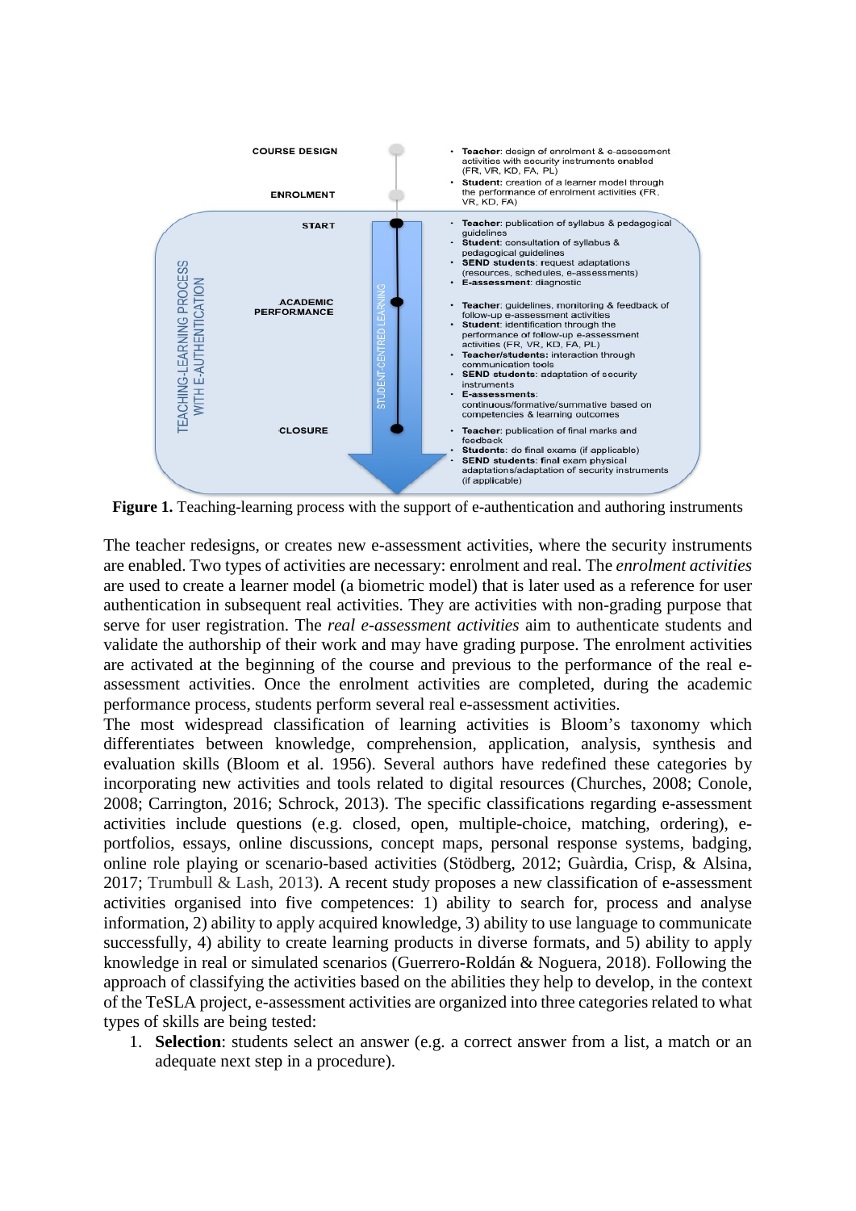COURSE DESIGN

ENROLMENT

- **Teacher**: design of enrolment & e-assessment activities with security instruments enabled (FR, VR, KD, FA, PL)
- **Student**: creation of a learner model through the performance of enrolment activities (FR, VR, KD, FA)

TEACHING-LEARNING PROCESS WITH E-AUTHENTICATION

STUDENT-CENTRED LEARNING

START

- **Teacher**: publication of syllabus & pedagogical guidelines
- **Student**: consultation of syllabus & pedagogical guidelines
- **SEND students**: request adaptations (resources, schedules, e-assessments)
- **E-assessment**: diagnostic

ACADEMIC PERFORMANCE

- **Teacher**: guidelines, monitoring & feedback of follow-up e-assessment activities
- **Student**: identification through the performance of follow-up e-assessment activities (FR, VR, KD, FA, PL)
- **Teacher/students**: interaction through communication tools
- **SEND students**: adaptation of security instruments
- **E-assessments**: continuous/formative/summative based on competencies & learning outcomes

CLOSURE

- **Teacher**: publication of final marks and feedback
- **Students**: do final exams (if applicable)
- **SEND students**: final exam physical adaptations/adaptation of security instruments (if applicable)

**Figure 1.** Teaching-learning process with the support of e-authentication and authoring instruments

The teacher redesigns, or creates new e-assessment activities, where the security instruments are enabled. Two types of activities are necessary: enrolment and real. The *enrolment activities* are used to create a learner model (a biometric model) that is later used as a reference for user authentication in subsequent real activities. They are activities with non-grading purpose that serve for user registration. The *real e-assessment activities* aim to authenticate students and validate the authorship of their work and may have grading purpose. The enrolment activities are activated at the beginning of the course and previous to the performance of the real e-assessment activities. Once the enrolment activities are completed, during the academic performance process, students perform several real e-assessment activities.

The most widespread classification of learning activities is Bloom's taxonomy which differentiates between knowledge, comprehension, application, analysis, synthesis and evaluation skills (Bloom et al. 1956). Several authors have redefined these categories by incorporating new activities and tools related to digital resources (Churches, 2008; Conole, 2008; Carrington, 2016; Schrock, 2013). The specific classifications regarding e-assessment activities include questions (e.g. closed, open, multiple-choice, matching, ordering), e-portfolios, essays, online discussions, concept maps, personal response systems, badging, online role playing or scenario-based activities (Stödberg, 2012; Guàrdia, Crisp, & Alsina, 2017; Trumbull & Lash, 2013). A recent study proposes a new classification of e-assessment activities organised into five competences: 1) ability to search for, process and analyse information, 2) ability to apply acquired knowledge, 3) ability to use language to communicate successfully, 4) ability to create learning products in diverse formats, and 5) ability to apply knowledge in real or simulated scenarios (Guerrero-Roldán & Noguera, 2018). Following the approach of classifying the activities based on the abilities they help to develop, in the context of the TeSLA project, e-assessment activities are organized into three categories related to what types of skills are being tested:

1. **Selection**: students select an answer (e.g. a correct answer from a list, a match or an adequate next step in a procedure).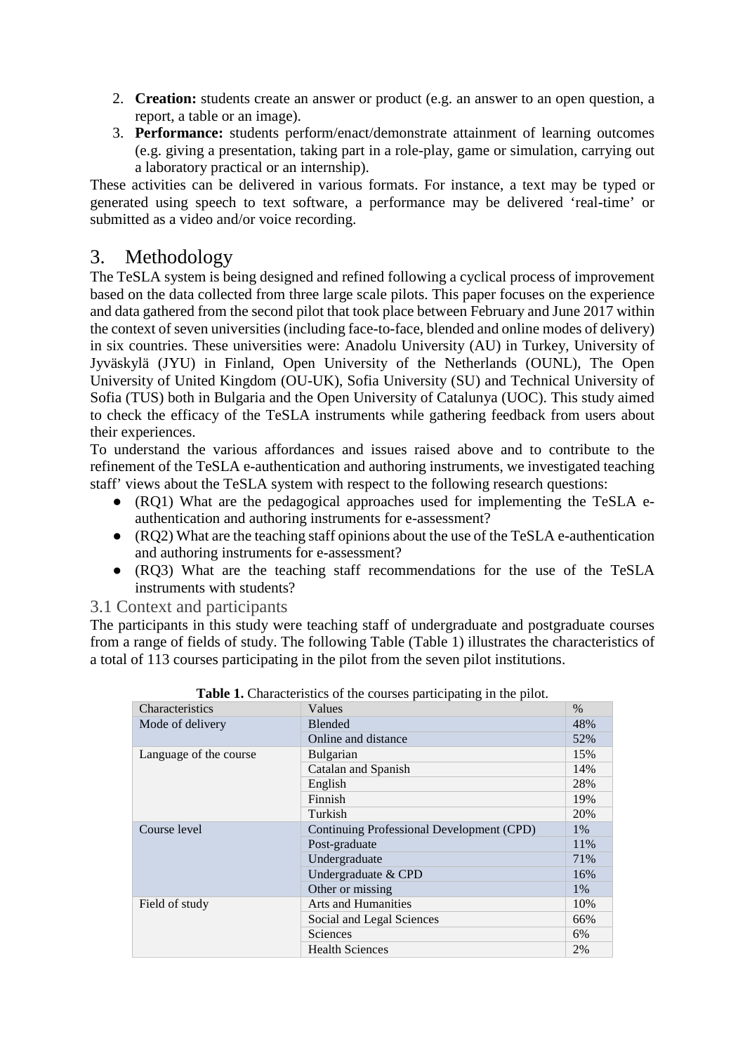2. **Creation:** students create an answer or product (e.g. an answer to an open question, a report, a table or an image).
3. **Performance:** students perform/enact/demonstrate attainment of learning outcomes (e.g. giving a presentation, taking part in a role-play, game or simulation, carrying out a laboratory practical or an internship).

These activities can be delivered in various formats. For instance, a text may be typed or generated using speech to text software, a performance may be delivered 'real-time' or submitted as a video and/or voice recording.

# 3. Methodology

The TeSLA system is being designed and refined following a cyclical process of improvement based on the data collected from three large scale pilots. This paper focuses on the experience and data gathered from the second pilot that took place between February and June 2017 within the context of seven universities (including face-to-face, blended and online modes of delivery) in six countries. These universities were: Anadolu University (AU) in Turkey, University of Jyväskylä (JYU) in Finland, Open University of the Netherlands (OUNL), The Open University of United Kingdom (OU-UK), Sofia University (SU) and Technical University of Sofia (TUS) both in Bulgaria and the Open University of Catalunya (UOC). This study aimed to check the efficacy of the TeSLA instruments while gathering feedback from users about their experiences.

To understand the various affordances and issues raised above and to contribute to the refinement of the TeSLA e-authentication and authoring instruments, we investigated teaching staff' views about the TeSLA system with respect to the following research questions:

- (RQ1) What are the pedagogical approaches used for implementing the TeSLA e-authentication and authoring instruments for e-assessment?
- (RQ2) What are the teaching staff opinions about the use of the TeSLA e-authentication and authoring instruments for e-assessment?
- (RQ3) What are the teaching staff recommendations for the use of the TeSLA instruments with students?

## 3.1 Context and participants

The participants in this study were teaching staff of undergraduate and postgraduate courses from a range of fields of study. The following Table (Table 1) illustrates the characteristics of a total of 113 courses participating in the pilot from the seven pilot institutions.

**Table 1.** Characteristics of the courses participating in the pilot.

| Characteristics | Values | % |
|---|---|---|
| Mode of delivery | Blended | 48% |
| | Online and distance | 52% |
| Language of the course | Bulgarian | 15% |
| | Catalan and Spanish | 14% |
| | English | 28% |
| | Finnish | 19% |
| | Turkish | 20% |
| Course level | Continuing Professional Development (CPD) | 1% |
| | Post-graduate | 11% |
| | Undergraduate | 71% |
| | Undergraduate & CPD | 16% |
| | Other or missing | 1% |
| Field of study | Arts and Humanities | 10% |
| | Social and Legal Sciences | 66% |
| | Sciences | 6% |
| | Health Sciences | 2% |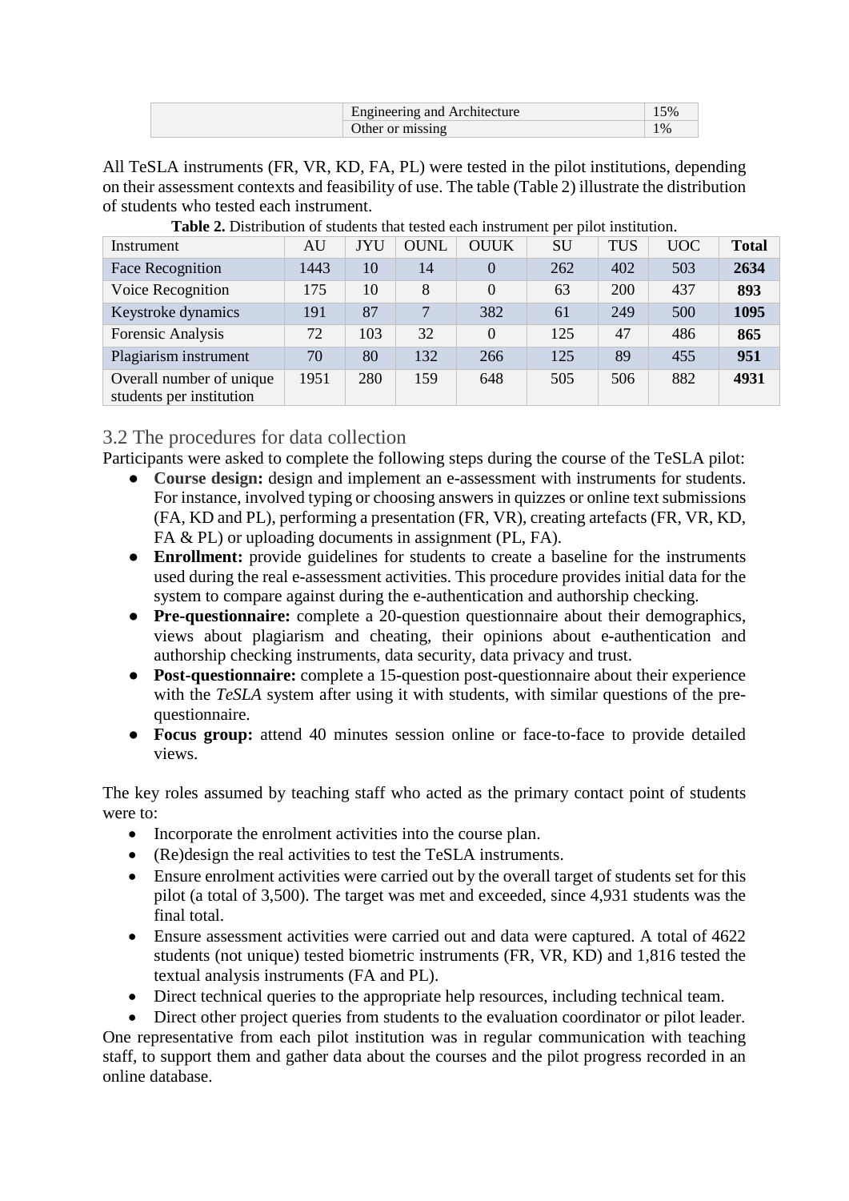| | Engineering and Architecture | 15% |
|---|---|---|
| | Other or missing | 1% |

All TeSLA instruments (FR, VR, KD, FA, PL) were tested in the pilot institutions, depending on their assessment contexts and feasibility of use. The table (Table 2) illustrate the distribution of students who tested each instrument.

**Table 2.** Distribution of students that tested each instrument per pilot institution.

| Instrument | AU | JYU | OUNL | OUUK | SU | TUS | UOC | Total |
|---|---|---|---|---|---|---|---|---|
| Face Recognition | 1443 | 10 | 14 | 0 | 262 | 402 | 503 | **2634** |
| Voice Recognition | 175 | 10 | 8 | 0 | 63 | 200 | 437 | **893** |
| Keystroke dynamics | 191 | 87 | 7 | 382 | 61 | 249 | 500 | **1095** |
| Forensic Analysis | 72 | 103 | 32 | 0 | 125 | 47 | 486 | **865** |
| Plagiarism instrument | 70 | 80 | 132 | 266 | 125 | 89 | 455 | **951** |
| Overall number of unique students per institution | 1951 | 280 | 159 | 648 | 505 | 506 | 882 | **4931** |

## 3.2 The procedures for data collection

Participants were asked to complete the following steps during the course of the TeSLA pilot:

- **Course design:** design and implement an e-assessment with instruments for students. For instance, involved typing or choosing answers in quizzes or online text submissions (FA, KD and PL), performing a presentation (FR, VR), creating artefacts (FR, VR, KD, FA & PL) or uploading documents in assignment (PL, FA).
- **Enrollment:** provide guidelines for students to create a baseline for the instruments used during the real e-assessment activities. This procedure provides initial data for the system to compare against during the e-authentication and authorship checking.
- **Pre-questionnaire:** complete a 20-question questionnaire about their demographics, views about plagiarism and cheating, their opinions about e-authentication and authorship checking instruments, data security, data privacy and trust.
- **Post-questionnaire:** complete a 15-question post-questionnaire about their experience with the *TeSLA* system after using it with students, with similar questions of the pre-questionnaire.
- **Focus group:** attend 40 minutes session online or face-to-face to provide detailed views.

The key roles assumed by teaching staff who acted as the primary contact point of students were to:

- Incorporate the enrolment activities into the course plan.
- (Re)design the real activities to test the TeSLA instruments.
- Ensure enrolment activities were carried out by the overall target of students set for this pilot (a total of 3,500). The target was met and exceeded, since 4,931 students was the final total.
- Ensure assessment activities were carried out and data were captured. A total of 4622 students (not unique) tested biometric instruments (FR, VR, KD) and 1,816 tested the textual analysis instruments (FA and PL).
- Direct technical queries to the appropriate help resources, including technical team.
- Direct other project queries from students to the evaluation coordinator or pilot leader.

One representative from each pilot institution was in regular communication with teaching staff, to support them and gather data about the courses and the pilot progress recorded in an online database.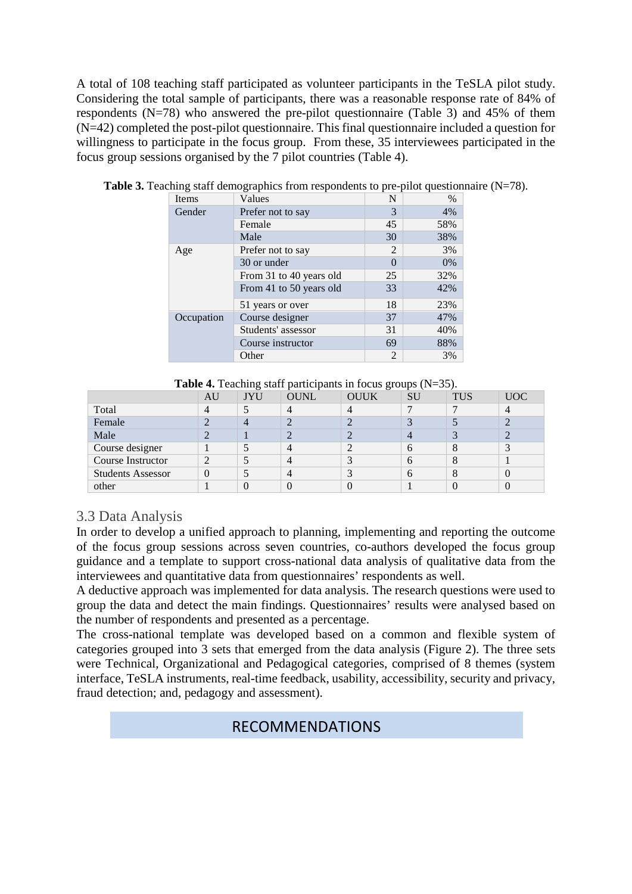A total of 108 teaching staff participated as volunteer participants in the TeSLA pilot study. Considering the total sample of participants, there was a reasonable response rate of 84% of respondents (N=78) who answered the pre-pilot questionnaire (Table 3) and 45% of them (N=42) completed the post-pilot questionnaire. This final questionnaire included a question for willingness to participate in the focus group. From these, 35 interviewees participated in the focus group sessions organised by the 7 pilot countries (Table 4).

**Table 3.** Teaching staff demographics from respondents to pre-pilot questionnaire (N=78).

| Items | Values | N | % |
|---|---|---|---|
| Gender | Prefer not to say | 3 | 4% |
| | Female | 45 | 58% |
| | Male | 30 | 38% |
| Age | Prefer not to say | 2 | 3% |
| | 30 or under | 0 | 0% |
| | From 31 to 40 years old | 25 | 32% |
| | From 41 to 50 years old | 33 | 42% |
| | 51 years or over | 18 | 23% |
| Occupation | Course designer | 37 | 47% |
| | Students' assessor | 31 | 40% |
| | Course instructor | 69 | 88% |
| | Other | 2 | 3% |

**Table 4.** Teaching staff participants in focus groups (N=35).

| | AU | JYU | OUNL | OUUK | SU | TUS | UOC |
|---|---|---|---|---|---|---|---|
| Total | 4 | 5 | 4 | 4 | 7 | 7 | 4 |
| Female | 2 | 4 | 2 | 2 | 3 | 5 | 2 |
| Male | 2 | 1 | 2 | 2 | 4 | 3 | 2 |
| Course designer | 1 | 5 | 4 | 2 | 6 | 8 | 3 |
| Course Instructor | 2 | 5 | 4 | 3 | 6 | 8 | 1 |
| Students Assessor | 0 | 5 | 4 | 3 | 6 | 8 | 0 |
| other | 1 | 0 | 0 | 0 | 1 | 0 | 0 |

## 3.3 Data Analysis

In order to develop a unified approach to planning, implementing and reporting the outcome of the focus group sessions across seven countries, co-authors developed the focus group guidance and a template to support cross-national data analysis of qualitative data from the interviewees and quantitative data from questionnaires' respondents as well.

A deductive approach was implemented for data analysis. The research questions were used to group the data and detect the main findings. Questionnaires' results were analysed based on the number of respondents and presented as a percentage.

The cross-national template was developed based on a common and flexible system of categories grouped into 3 sets that emerged from the data analysis (Figure 2). The three sets were Technical, Organizational and Pedagogical categories, comprised of 8 themes (system interface, TeSLA instruments, real-time feedback, usability, accessibility, security and privacy, fraud detection; and, pedagogy and assessment).

RECOMMENDATIONS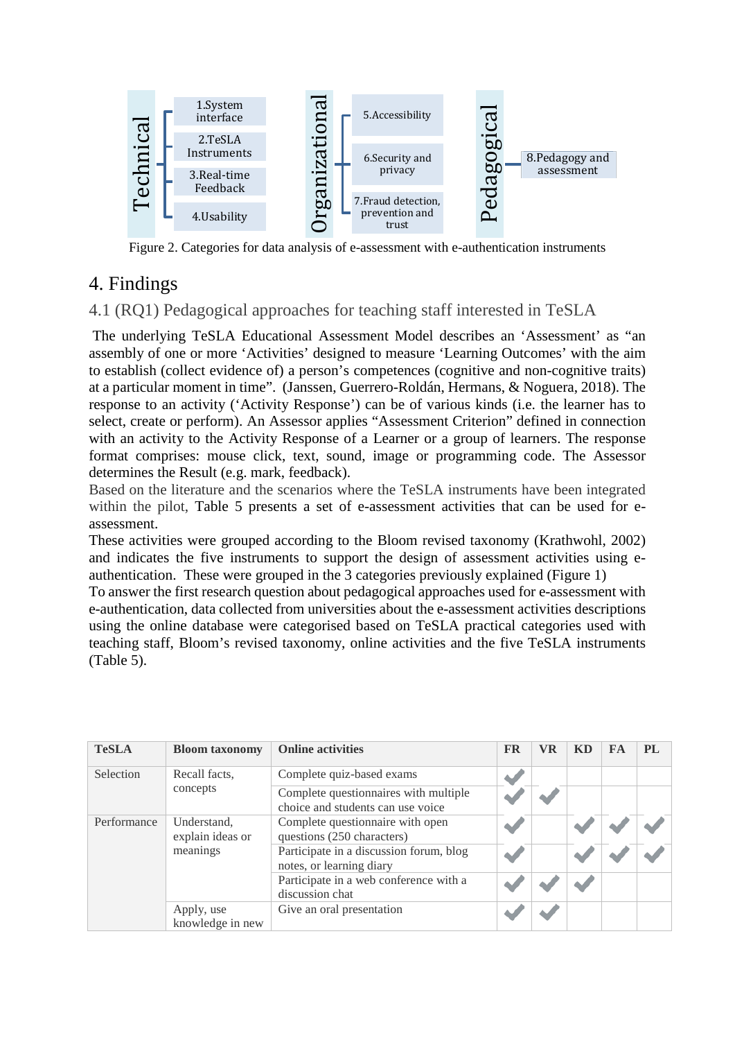- **Technical**
  - 1.System interface
  - 2.TeSLA Instruments
  - 3.Real-time Feedback
  - 4.Usability
- **Organizational**
  - 5.Accessibility
  - 6.Security and privacy
  - 7.Fraud detection, prevention and trust
- **Pedagogical**
  - 8.Pedagogy and assessment

Figure 2. Categories for data analysis of e-assessment with e-authentication instruments

# 4. Findings

## 4.1 (RQ1) Pedagogical approaches for teaching staff interested in TeSLA

The underlying TeSLA Educational Assessment Model describes an 'Assessment' as "an assembly of one or more 'Activities' designed to measure 'Learning Outcomes' with the aim to establish (collect evidence of) a person's competences (cognitive and non-cognitive traits) at a particular moment in time". (Janssen, Guerrero-Roldán, Hermans, & Noguera, 2018). The response to an activity ('Activity Response') can be of various kinds (i.e. the learner has to select, create or perform). An Assessor applies "Assessment Criterion" defined in connection with an activity to the Activity Response of a Learner or a group of learners. The response format comprises: mouse click, text, sound, image or programming code. The Assessor determines the Result (e.g. mark, feedback).

Based on the literature and the scenarios where the TeSLA instruments have been integrated within the pilot, Table 5 presents a set of e-assessment activities that can be used for e-assessment.

These activities were grouped according to the Bloom revised taxonomy (Krathwohl, 2002) and indicates the five instruments to support the design of assessment activities using e-authentication. These were grouped in the 3 categories previously explained (Figure 1)

To answer the first research question about pedagogical approaches used for e-assessment with e-authentication, data collected from universities about the e-assessment activities descriptions using the online database were categorised based on TeSLA practical categories used with teaching staff, Bloom's revised taxonomy, online activities and the five TeSLA instruments (Table 5).

| TeSLA | Bloom taxonomy | Online activities | FR | VR | KD | FA | PL |
|---|---|---|---|---|---|---|---|
| Selection | Recall facts, concepts | Complete quiz-based exams | ✓ | | | | |
| | | Complete questionnaires with multiple choice and students can use voice | ✓ | ✓ | | | |
| Performance | Understand, explain ideas or meanings | Complete questionnaire with open questions (250 characters) | ✓ | | ✓ | ✓ | ✓ |
| | | Participate in a discussion forum, blog notes, or learning diary | ✓ | | ✓ | ✓ | ✓ |
| | | Participate in a web conference with a discussion chat | ✓ | ✓ | ✓ | | |
| | Apply, use knowledge in new | Give an oral presentation | ✓ | ✓ | | | |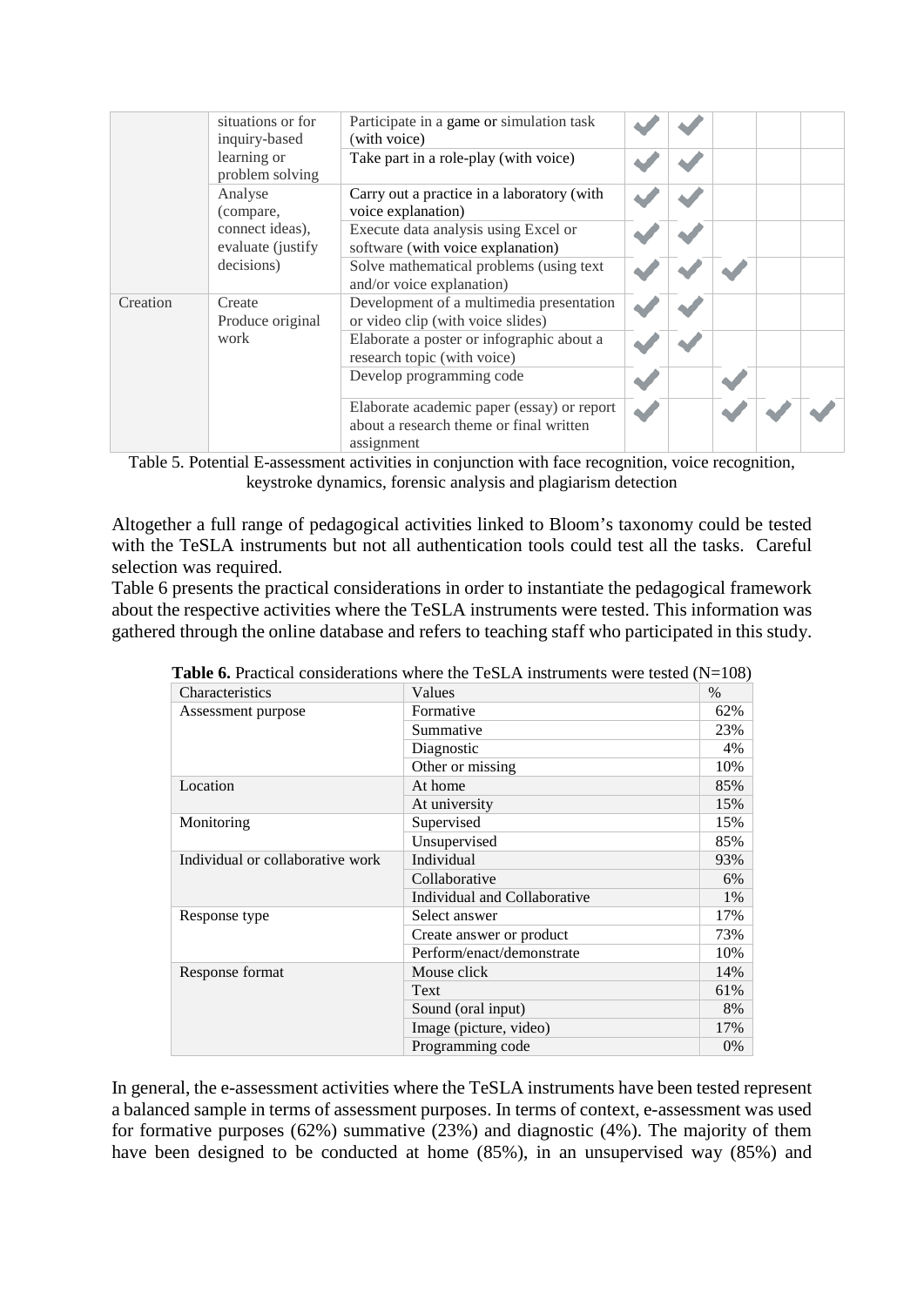| | | | | | | | |
|---|---|---|---|---|---|---|---|
| | situations or for inquiry-based learning or problem solving | Participate in a game or simulation task (with voice) | ✔ | ✔ | | | |
| | | Take part in a role-play (with voice) | ✔ | ✔ | | | |
| | Analyse (compare, connect ideas), evaluate (justify decisions) | Carry out a practice in a laboratory (with voice explanation) | ✔ | ✔ | | | |
| | | Execute data analysis using Excel or software (with voice explanation) | ✔ | ✔ | | | |
| | | Solve mathematical problems (using text and/or voice explanation) | ✔ | ✔ | ✔ | | |
| Creation | Create Produce original work | Development of a multimedia presentation or video clip (with voice slides) | ✔ | ✔ | | | |
| | | Elaborate a poster or infographic about a research topic (with voice) | ✔ | ✔ | | | |
| | | Develop programming code | ✔ | | ✔ | | |
| | | Elaborate academic paper (essay) or report about a research theme or final written assignment | ✔ | | ✔ | ✔ | ✔ |

Table 5. Potential E-assessment activities in conjunction with face recognition, voice recognition, keystroke dynamics, forensic analysis and plagiarism detection

Altogether a full range of pedagogical activities linked to Bloom's taxonomy could be tested with the TeSLA instruments but not all authentication tools could test all the tasks. Careful selection was required.

Table 6 presents the practical considerations in order to instantiate the pedagogical framework about the respective activities where the TeSLA instruments were tested. This information was gathered through the online database and refers to teaching staff who participated in this study.

**Table 6.** Practical considerations where the TeSLA instruments were tested (N=108)

| Characteristics | Values | % |
|---|---|---|
| Assessment purpose | Formative | 62% |
| | Summative | 23% |
| | Diagnostic | 4% |
| | Other or missing | 10% |
| Location | At home | 85% |
| | At university | 15% |
| Monitoring | Supervised | 15% |
| | Unsupervised | 85% |
| Individual or collaborative work | Individual | 93% |
| | Collaborative | 6% |
| | Individual and Collaborative | 1% |
| Response type | Select answer | 17% |
| | Create answer or product | 73% |
| | Perform/enact/demonstrate | 10% |
| Response format | Mouse click | 14% |
| | Text | 61% |
| | Sound (oral input) | 8% |
| | Image (picture, video) | 17% |
| | Programming code | 0% |

In general, the e-assessment activities where the TeSLA instruments have been tested represent a balanced sample in terms of assessment purposes. In terms of context, e-assessment was used for formative purposes (62%) summative (23%) and diagnostic (4%). The majority of them have been designed to be conducted at home (85%), in an unsupervised way (85%) and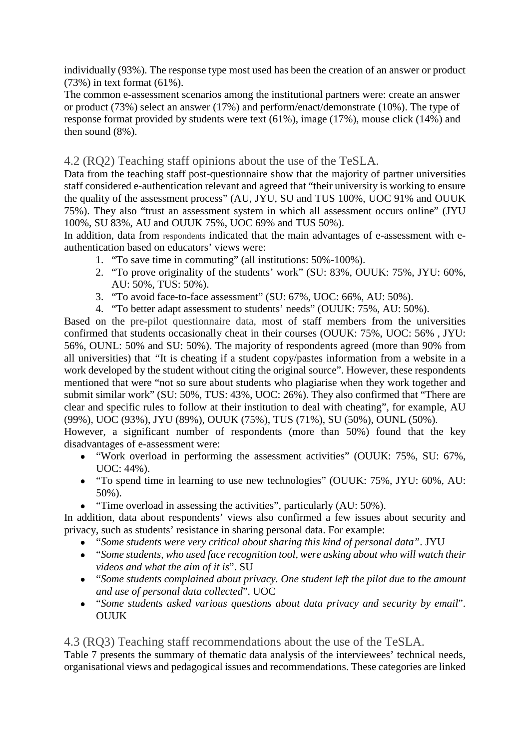individually (93%). The response type most used has been the creation of an answer or product (73%) in text format (61%).

The common e-assessment scenarios among the institutional partners were: create an answer or product (73%) select an answer (17%) and perform/enact/demonstrate (10%). The type of response format provided by students were text (61%), image (17%), mouse click (14%) and then sound (8%).

## 4.2 (RQ2) Teaching staff opinions about the use of the TeSLA.

Data from the teaching staff post-questionnaire show that the majority of partner universities staff considered e-authentication relevant and agreed that "their university is working to ensure the quality of the assessment process" (AU, JYU, SU and TUS 100%, UOC 91% and OUUK 75%). They also "trust an assessment system in which all assessment occurs online" (JYU 100%, SU 83%, AU and OUUK 75%, UOC 69% and TUS 50%).

In addition, data from respondents indicated that the main advantages of e-assessment with e-authentication based on educators' views were:

1. "To save time in commuting" (all institutions: 50%-100%).
2. "To prove originality of the students' work" (SU: 83%, OUUK: 75%, JYU: 60%, AU: 50%, TUS: 50%).
3. "To avoid face-to-face assessment" (SU: 67%, UOC: 66%, AU: 50%).
4. "To better adapt assessment to students' needs" (OUUK: 75%, AU: 50%).

Based on the pre-pilot questionnaire data, most of staff members from the universities confirmed that students occasionally cheat in their courses (OUUK: 75%, UOC: 56% , JYU: 56%, OUNL: 50% and SU: 50%). The majority of respondents agreed (more than 90% from all universities) that "It is cheating if a student copy/pastes information from a website in a work developed by the student without citing the original source". However, these respondents mentioned that were "not so sure about students who plagiarise when they work together and submit similar work" (SU: 50%, TUS: 43%, UOC: 26%). They also confirmed that "There are clear and specific rules to follow at their institution to deal with cheating", for example, AU (99%), UOC (93%), JYU (89%), OUUK (75%), TUS (71%), SU (50%), OUNL (50%).

However, a significant number of respondents (more than 50%) found that the key disadvantages of e-assessment were:

- "Work overload in performing the assessment activities" (OUUK: 75%, SU: 67%, UOC: 44%).
- "To spend time in learning to use new technologies" (OUUK: 75%, JYU: 60%, AU: 50%).
- "Time overload in assessing the activities", particularly (AU: 50%).

In addition, data about respondents' views also confirmed a few issues about security and privacy, such as students' resistance in sharing personal data. For example:

- "*Some students were very critical about sharing this kind of personal data"*. JYU
- "*Some students, who used face recognition tool, were asking about who will watch their videos and what the aim of it is*". SU
- "*Some students complained about privacy. One student left the pilot due to the amount and use of personal data collected*". UOC
- "*Some students asked various questions about data privacy and security by email*". OUUK

## 4.3 (RQ3) Teaching staff recommendations about the use of the TeSLA.

Table 7 presents the summary of thematic data analysis of the interviewees' technical needs, organisational views and pedagogical issues and recommendations. These categories are linked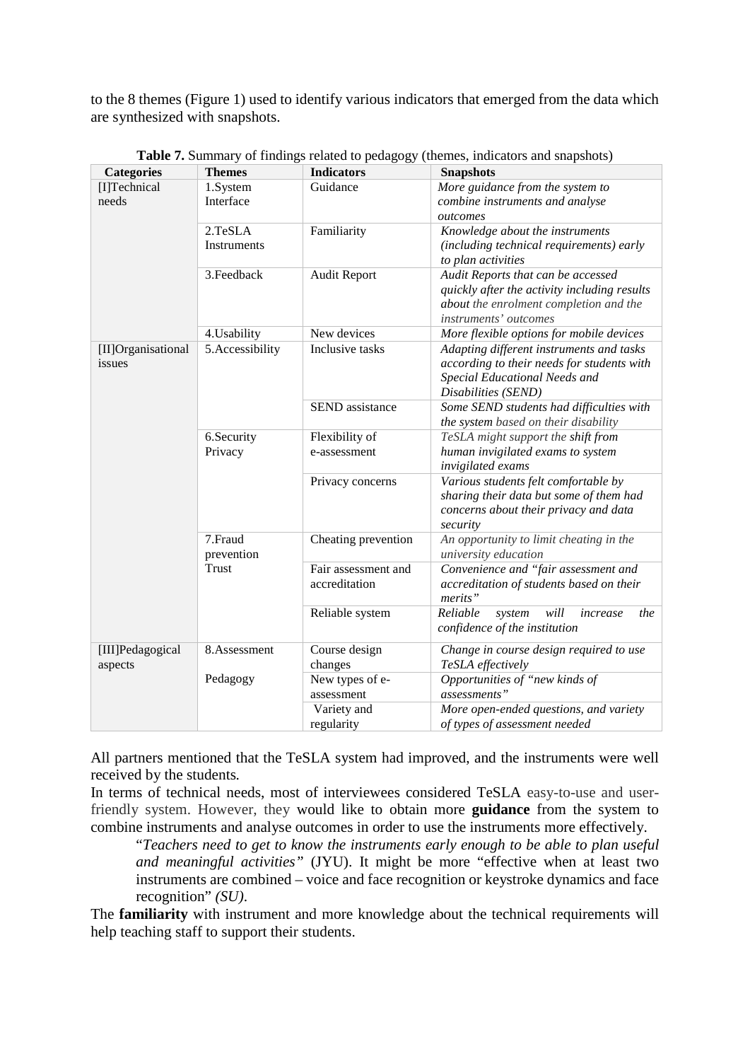to the 8 themes (Figure 1) used to identify various indicators that emerged from the data which are synthesized with snapshots.

**Table 7.** Summary of findings related to pedagogy (themes, indicators and snapshots)

| Categories | Themes | Indicators | Snapshots |
|---|---|---|---|
| [I]Technical needs | 1.System Interface | Guidance | *More guidance from the system to combine instruments and analyse outcomes* |
| | 2.TeSLA Instruments | Familiarity | *Knowledge about the instruments (including technical requirements) early to plan activities* |
| | 3.Feedback | Audit Report | *Audit Reports that can be accessed quickly after the activity including results about the enrolment completion and the instruments' outcomes* |
| | 4.Usability | New devices | *More flexible options for mobile devices* |
| [II]Organisational issues | 5.Accessibility | Inclusive tasks | *Adapting different instruments and tasks according to their needs for students with Special Educational Needs and Disabilities (SEND)* |
| | | SEND assistance | *Some SEND students had difficulties with the system based on their disability* |
| | 6.Security Privacy | Flexibility of e-assessment | *TeSLA might support the shift from human invigilated exams to system invigilated exams* |
| | | Privacy concerns | *Various students felt comfortable by sharing their data but some of them had concerns about their privacy and data security* |
| | 7.Fraud prevention Trust | Cheating prevention | *An opportunity to limit cheating in the university education* |
| | | Fair assessment and accreditation | *Convenience and "fair assessment and accreditation of students based on their merits"* |
| | | Reliable system | *Reliable system will increase the confidence of the institution* |
| [III]Pedagogical aspects | 8.Assessment Pedagogy | Course design changes | *Change in course design required to use TeSLA effectively* |
| | | New types of e-assessment | *Opportunities of "new kinds of assessments"* |
| | | Variety and regularity | *More open-ended questions, and variety of types of assessment needed* |

All partners mentioned that the TeSLA system had improved, and the instruments were well received by the students.

In terms of technical needs, most of interviewees considered TeSLA easy-to-use and user-friendly system. However, they would like to obtain more **guidance** from the system to combine instruments and analyse outcomes in order to use the instruments more effectively.

> "*Teachers need to get to know the instruments early enough to be able to plan useful and meaningful activities"* (JYU). It might be more "effective when at least two instruments are combined – voice and face recognition or keystroke dynamics and face recognition" *(SU)*.

The **familiarity** with instrument and more knowledge about the technical requirements will help teaching staff to support their students.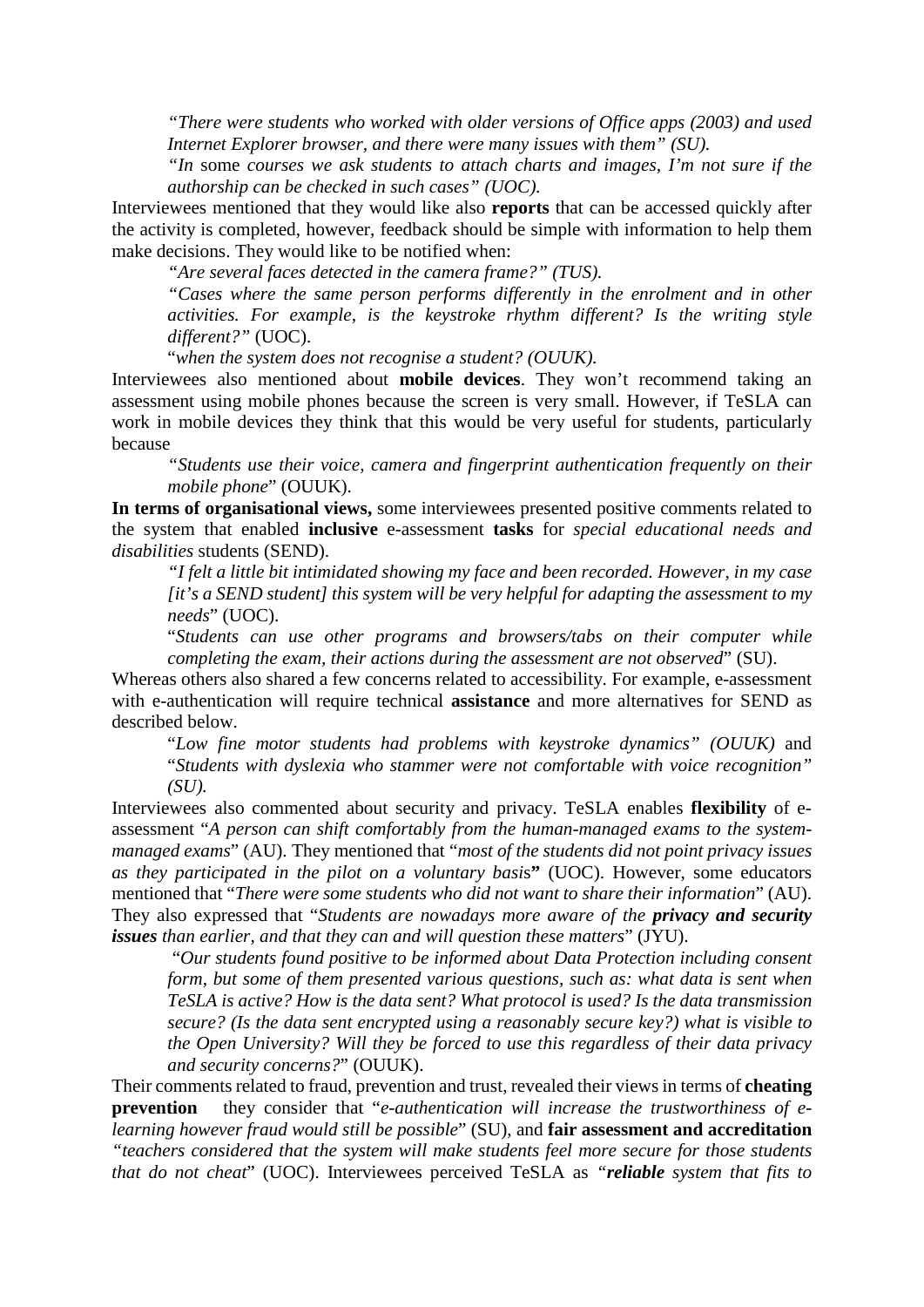*"There were students who worked with older versions of Office apps (2003) and used Internet Explorer browser, and there were many issues with them" (SU).*

*"In* some *courses we ask students to attach charts and images, I'm not sure if the authorship can be checked in such cases" (UOC).*

Interviewees mentioned that they would like also **reports** that can be accessed quickly after the activity is completed, however, feedback should be simple with information to help them make decisions. They would like to be notified when:

*"Are several faces detected in the camera frame?" (TUS).*

*"Cases where the same person performs differently in the enrolment and in other activities. For example, is the keystroke rhythm different? Is the writing style different?"* (UOC).

"*when the system does not recognise a student? (OUUK).*

Interviewees also mentioned about **mobile devices**. They won't recommend taking an assessment using mobile phones because the screen is very small. However, if TeSLA can work in mobile devices they think that this would be very useful for students, particularly because

*"Students use their voice, camera and fingerprint authentication frequently on their mobile phone*" (OUUK).

**In terms of organisational views,** some interviewees presented positive comments related to the system that enabled **inclusive** e-assessment **tasks** for *special educational needs and disabilities* students (SEND).

*"I felt a little bit intimidated showing my face and been recorded. However, in my case [it's a SEND student] this system will be very helpful for adapting the assessment to my needs*" (UOC).

"*Students can use other programs and browsers/tabs on their computer while completing the exam, their actions during the assessment are not observed*" (SU).

Whereas others also shared a few concerns related to accessibility. For example, e-assessment with e-authentication will require technical **assistance** and more alternatives for SEND as described below.

"*Low fine motor students had problems with keystroke dynamics" (OUUK)* and "*Students with dyslexia who stammer were not comfortable with voice recognition" (SU).*

Interviewees also commented about security and privacy. TeSLA enables **flexibility** of e-assessment "*A person can shift comfortably from the human-managed exams to the system-managed exams*" (AU). They mentioned that "*most of the students did not point privacy issues as they participated in the pilot on a voluntary basis***"** (UOC). However, some educators mentioned that "*There were some students who did not want to share their information*" (AU). They also expressed that "*Students are nowadays more aware of the **privacy and security issues** than earlier, and that they can and will question these matters*" (JYU).

*"Our students found positive to be informed about Data Protection including consent form, but some of them presented various questions, such as: what data is sent when TeSLA is active? How is the data sent? What protocol is used? Is the data transmission secure? (Is the data sent encrypted using a reasonably secure key?) what is visible to the Open University? Will they be forced to use this regardless of their data privacy and security concerns?*" (OUUK).

Their comments related to fraud, prevention and trust, revealed their views in terms of **cheating prevention** they consider that "*e-authentication will increase the trustworthiness of e-learning however fraud would still be possible*" (SU), and **fair assessment and accreditation** *"teachers considered that the system will make students feel more secure for those students that do not cheat*" (UOC). Interviewees perceived TeSLA as *"**reliable** system that fits to*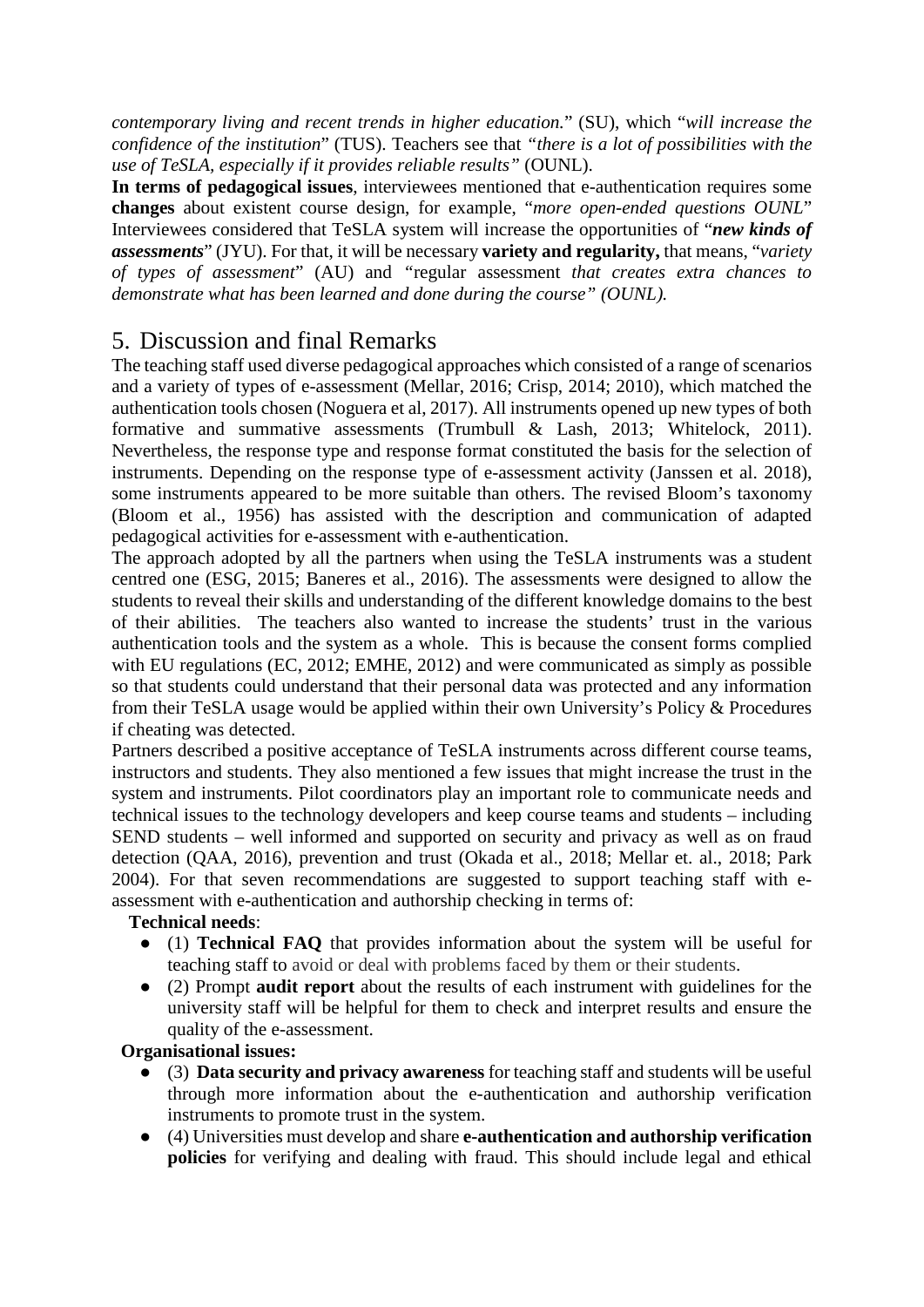*contemporary living and recent trends in higher education.*" (SU), which "*will increase the confidence of the institution*" (TUS). Teachers see that *"there is a lot of possibilities with the use of TeSLA, especially if it provides reliable results"* (OUNL).

**In terms of pedagogical issues**, interviewees mentioned that e-authentication requires some **changes** about existent course design, for example, "*more open-ended questions OUNL*" Interviewees considered that TeSLA system will increase the opportunities of "***new kinds of assessments***" (JYU). For that, it will be necessary **variety and regularity,** that means, "*variety of types of assessment*" (AU) and "regular assessment *that creates extra chances to demonstrate what has been learned and done during the course" (OUNL).*

## 5. Discussion and final Remarks

The teaching staff used diverse pedagogical approaches which consisted of a range of scenarios and a variety of types of e-assessment (Mellar, 2016; Crisp, 2014; 2010), which matched the authentication tools chosen (Noguera et al, 2017). All instruments opened up new types of both formative and summative assessments (Trumbull & Lash, 2013; Whitelock, 2011). Nevertheless, the response type and response format constituted the basis for the selection of instruments. Depending on the response type of e-assessment activity (Janssen et al. 2018), some instruments appeared to be more suitable than others. The revised Bloom's taxonomy (Bloom et al., 1956) has assisted with the description and communication of adapted pedagogical activities for e-assessment with e-authentication.

The approach adopted by all the partners when using the TeSLA instruments was a student centred one (ESG, 2015; Baneres et al., 2016). The assessments were designed to allow the students to reveal their skills and understanding of the different knowledge domains to the best of their abilities. The teachers also wanted to increase the students' trust in the various authentication tools and the system as a whole. This is because the consent forms complied with EU regulations (EC, 2012; EMHE, 2012) and were communicated as simply as possible so that students could understand that their personal data was protected and any information from their TeSLA usage would be applied within their own University's Policy & Procedures if cheating was detected.

Partners described a positive acceptance of TeSLA instruments across different course teams, instructors and students. They also mentioned a few issues that might increase the trust in the system and instruments. Pilot coordinators play an important role to communicate needs and technical issues to the technology developers and keep course teams and students – including SEND students – well informed and supported on security and privacy as well as on fraud detection (QAA, 2016), prevention and trust (Okada et al., 2018; Mellar et. al., 2018; Park 2004). For that seven recommendations are suggested to support teaching staff with e-assessment with e-authentication and authorship checking in terms of:

**Technical needs**:

- (1) **Technical FAQ** that provides information about the system will be useful for teaching staff to avoid or deal with problems faced by them or their students.
- (2) Prompt **audit report** about the results of each instrument with guidelines for the university staff will be helpful for them to check and interpret results and ensure the quality of the e-assessment.

**Organisational issues:**

- (3) **Data security and privacy awareness** for teaching staff and students will be useful through more information about the e-authentication and authorship verification instruments to promote trust in the system.
- (4) Universities must develop and share **e-authentication and authorship verification policies** for verifying and dealing with fraud. This should include legal and ethical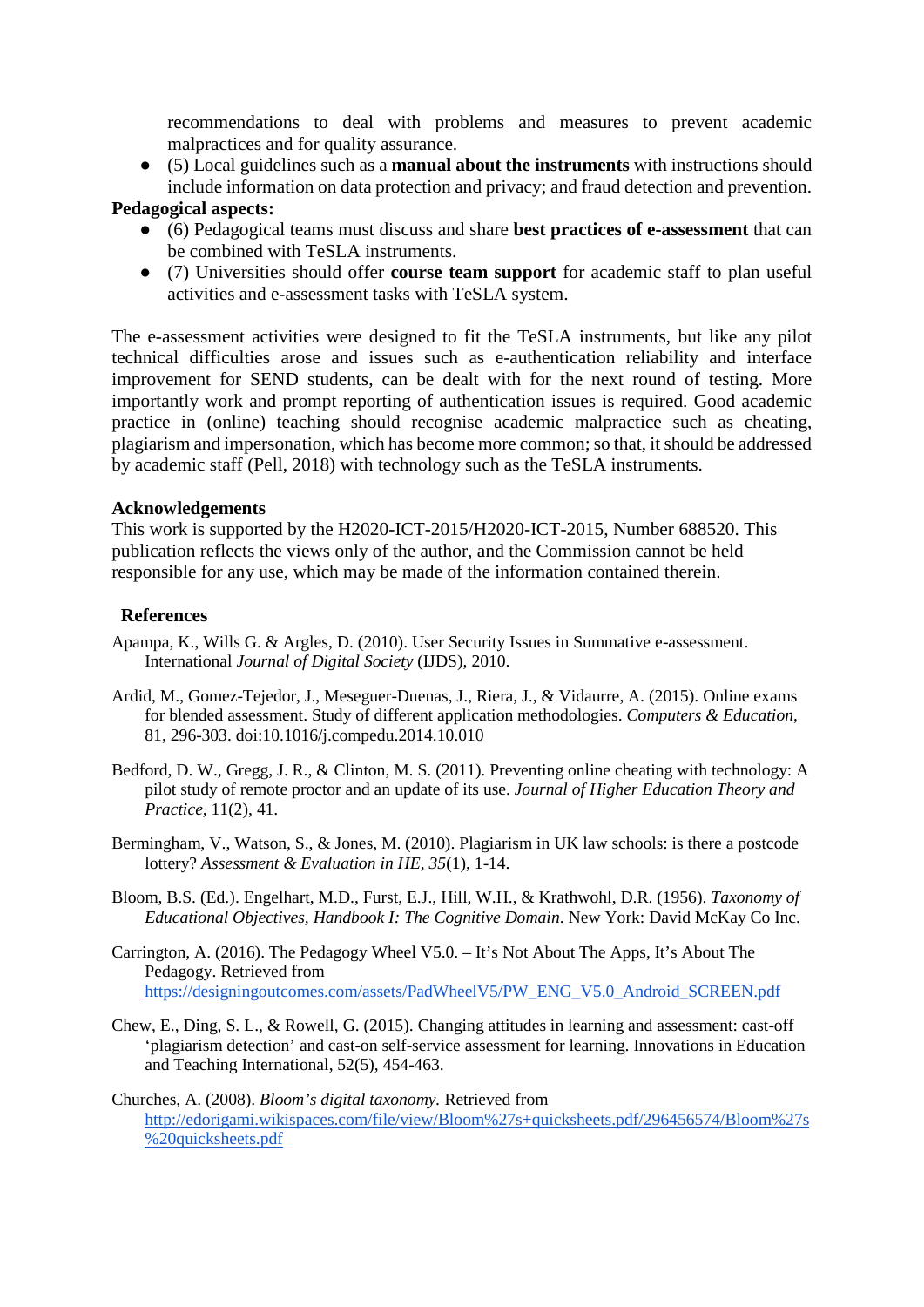recommendations to deal with problems and measures to prevent academic malpractices and for quality assurance.

- (5) Local guidelines such as a **manual about the instruments** with instructions should include information on data protection and privacy; and fraud detection and prevention.

**Pedagogical aspects:**

- (6) Pedagogical teams must discuss and share **best practices of e-assessment** that can be combined with TeSLA instruments.
- (7) Universities should offer **course team support** for academic staff to plan useful activities and e-assessment tasks with TeSLA system.

The e-assessment activities were designed to fit the TeSLA instruments, but like any pilot technical difficulties arose and issues such as e-authentication reliability and interface improvement for SEND students, can be dealt with for the next round of testing. More importantly work and prompt reporting of authentication issues is required. Good academic practice in (online) teaching should recognise academic malpractice such as cheating, plagiarism and impersonation, which has become more common; so that, it should be addressed by academic staff (Pell, 2018) with technology such as the TeSLA instruments.

**Acknowledgements**

This work is supported by the H2020-ICT-2015/H2020-ICT-2015, Number 688520. This publication reflects the views only of the author, and the Commission cannot be held responsible for any use, which may be made of the information contained therein.

## References

Apampa, K., Wills G. & Argles, D. (2010). User Security Issues in Summative e-assessment. International *Journal of Digital Society* (IJDS), 2010.

Ardid, M., Gomez-Tejedor, J., Meseguer-Duenas, J., Riera, J., & Vidaurre, A. (2015). Online exams for blended assessment. Study of different application methodologies. *Computers & Education*, 81, 296-303. doi:10.1016/j.compedu.2014.10.010

Bedford, D. W., Gregg, J. R., & Clinton, M. S. (2011). Preventing online cheating with technology: A pilot study of remote proctor and an update of its use. *Journal of Higher Education Theory and Practice*, 11(2), 41.

Bermingham, V., Watson, S., & Jones, M. (2010). Plagiarism in UK law schools: is there a postcode lottery? *Assessment & Evaluation in HE*, *35*(1), 1-14.

Bloom, B.S. (Ed.). Engelhart, M.D., Furst, E.J., Hill, W.H., & Krathwohl, D.R. (1956). *Taxonomy of Educational Objectives, Handbook I: The Cognitive Domain*. New York: David McKay Co Inc.

Carrington, A. (2016). The Pedagogy Wheel V5.0. – It's Not About The Apps, It's About The Pedagogy. Retrieved from https://designingoutcomes.com/assets/PadWheelV5/PW_ENG_V5.0_Android_SCREEN.pdf

Chew, E., Ding, S. L., & Rowell, G. (2015). Changing attitudes in learning and assessment: cast-off 'plagiarism detection' and cast-on self-service assessment for learning. Innovations in Education and Teaching International, 52(5), 454-463.

Churches, A. (2008). *Bloom's digital taxonomy.* Retrieved from http://edorigami.wikispaces.com/file/view/Bloom%27s+quicksheets.pdf/296456574/Bloom%27s%20quicksheets.pdf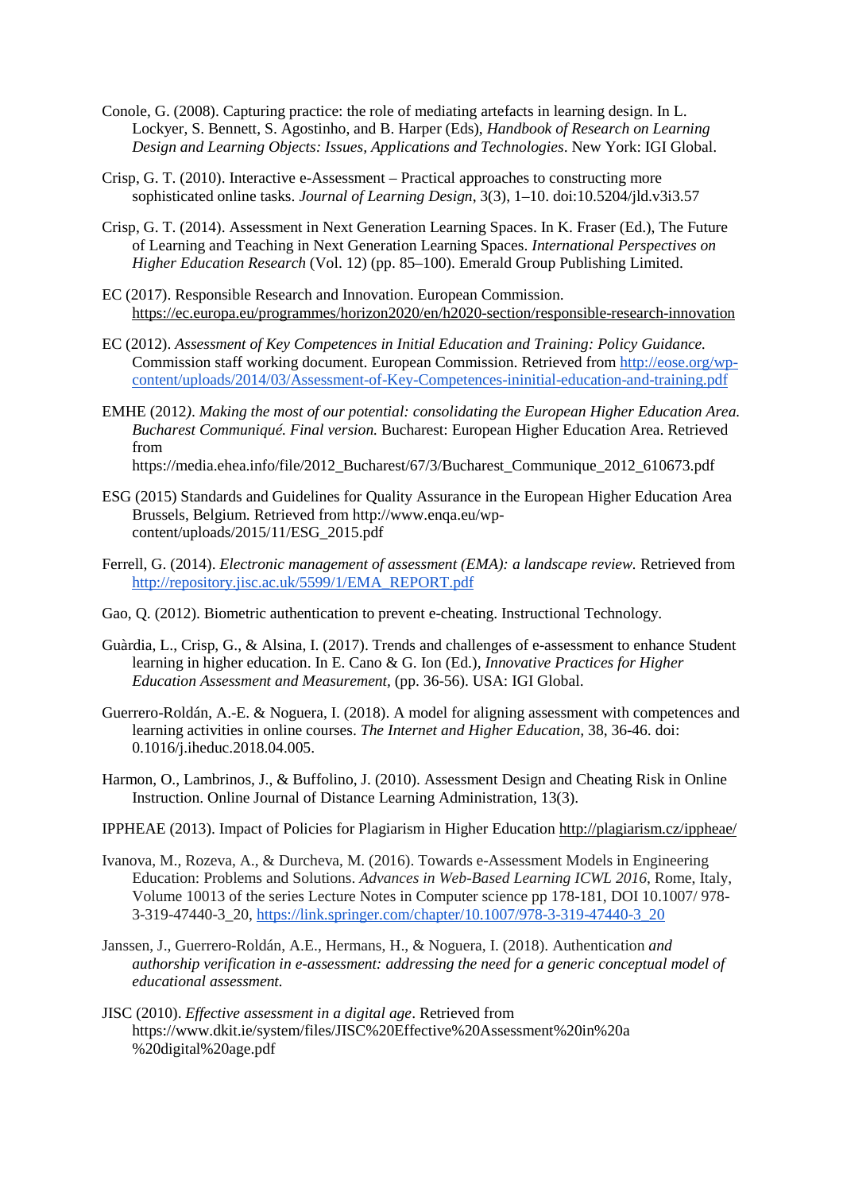Conole, G. (2008). Capturing practice: the role of mediating artefacts in learning design. In L. Lockyer, S. Bennett, S. Agostinho, and B. Harper (Eds), *Handbook of Research on Learning Design and Learning Objects: Issues, Applications and Technologies*. New York: IGI Global.

Crisp, G. T. (2010). Interactive e-Assessment – Practical approaches to constructing more sophisticated online tasks. *Journal of Learning Design*, 3(3), 1–10. doi:10.5204/jld.v3i3.57

Crisp, G. T. (2014). Assessment in Next Generation Learning Spaces. In K. Fraser (Ed.), The Future of Learning and Teaching in Next Generation Learning Spaces. *International Perspectives on Higher Education Research* (Vol. 12) (pp. 85–100). Emerald Group Publishing Limited.

EC (2017). Responsible Research and Innovation. European Commission. https://ec.europa.eu/programmes/horizon2020/en/h2020-section/responsible-research-innovation

EC (2012). *Assessment of Key Competences in Initial Education and Training: Policy Guidance.* Commission staff working document. European Commission. Retrieved from http://eose.org/wp-content/uploads/2014/03/Assessment-of-Key-Competences-ininitial-education-and-training.pdf

EMHE (2012*). Making the most of our potential: consolidating the European Higher Education Area. Bucharest Communiqué. Final version.* Bucharest: European Higher Education Area. Retrieved from https://media.ehea.info/file/2012_Bucharest/67/3/Bucharest_Communique_2012_610673.pdf

ESG (2015) Standards and Guidelines for Quality Assurance in the European Higher Education Area Brussels, Belgium*.* Retrieved from http://www.enqa.eu/wp-content/uploads/2015/11/ESG_2015.pdf

Ferrell, G. (2014). *Electronic management of assessment (EMA): a landscape review.* Retrieved from http://repository.jisc.ac.uk/5599/1/EMA_REPORT.pdf

Gao, Q. (2012). Biometric authentication to prevent e-cheating. Instructional Technology.

Guàrdia, L., Crisp, G., & Alsina, I. (2017). Trends and challenges of e-assessment to enhance Student learning in higher education. In E. Cano & G. Ion (Ed.), *Innovative Practices for Higher Education Assessment and Measurement,* (pp. 36-56). USA: IGI Global.

Guerrero-Roldán, A.-E. & Noguera, I. (2018). A model for aligning assessment with competences and learning activities in online courses. *The Internet and Higher Education,* 38, 36-46. doi: 0.1016/j.iheduc.2018.04.005.

Harmon, O., Lambrinos, J., & Buffolino, J. (2010). Assessment Design and Cheating Risk in Online Instruction. Online Journal of Distance Learning Administration, 13(3).

IPPHEAE (2013). Impact of Policies for Plagiarism in Higher Education http://plagiarism.cz/ippheae/

Ivanova, M., Rozeva, A., & Durcheva, M. (2016). Towards e-Assessment Models in Engineering Education: Problems and Solutions. *Advances in Web-Based Learning ICWL 2016*, Rome, Italy, Volume 10013 of the series Lecture Notes in Computer science pp 178-181, DOI 10.1007/ 978-3-319-47440-3_20, https://link.springer.com/chapter/10.1007/978-3-319-47440-3_20

Janssen, J., Guerrero-Roldán, A.E., Hermans, H., & Noguera, I. (2018). Authentication *and authorship verification in e-assessment: addressing the need for a generic conceptual model of educational assessment.*

JISC (2010). *Effective assessment in a digital age*. Retrieved from https://www.dkit.ie/system/files/JISC%20Effective%20Assessment%20in%20a%20digital%20age.pdf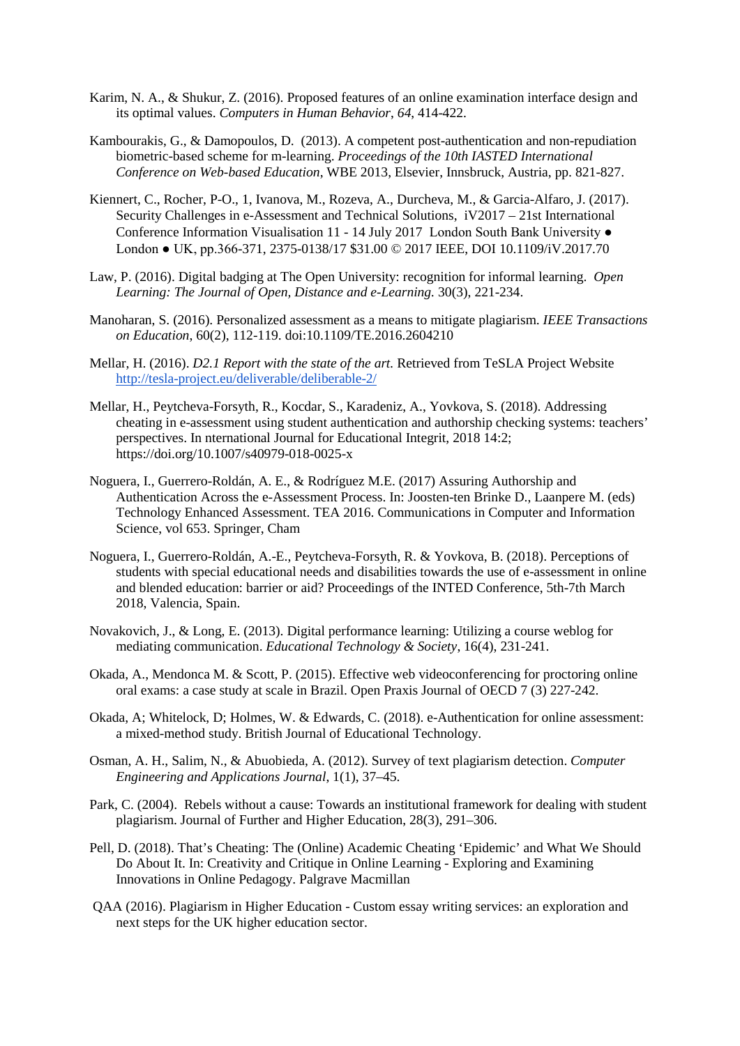Karim, N. A., & Shukur, Z. (2016). Proposed features of an online examination interface design and its optimal values. *Computers in Human Behavior*, *64*, 414-422.

Kambourakis, G., & Damopoulos, D. (2013). A competent post-authentication and non-repudiation biometric-based scheme for m-learning. *Proceedings of the 10th IASTED International Conference on Web-based Education*, WBE 2013, Elsevier, Innsbruck, Austria, pp. 821-827.

Kiennert, C., Rocher, P-O., 1, Ivanova, M., Rozeva, A., Durcheva, M., & Garcia-Alfaro, J. (2017). Security Challenges in e-Assessment and Technical Solutions, iV2017 – 21st International Conference Information Visualisation 11 - 14 July 2017 London South Bank University ● London ● UK, pp.366-371, 2375-0138/17 $31.00 © 2017 IEEE, DOI 10.1109/iV.2017.70

Law, P. (2016). Digital badging at The Open University: recognition for informal learning. *Open Learning: The Journal of Open, Distance and e-Learning.* 30(3), 221-234.

Manoharan, S. (2016). Personalized assessment as a means to mitigate plagiarism. *IEEE Transactions on Education*, 60(2), 112-119. doi:10.1109/TE.2016.2604210

Mellar, H. (2016). *D2.1 Report with the state of the art.* Retrieved from TeSLA Project Website http://tesla-project.eu/deliverable/deliberable-2/

Mellar, H., Peytcheva-Forsyth, R., Kocdar, S., Karadeniz, A., Yovkova, S. (2018). Addressing cheating in e-assessment using student authentication and authorship checking systems: teachers' perspectives. In nternational Journal for Educational Integrit, 2018 14:2; https://doi.org/10.1007/s40979-018-0025-x

Noguera, I., Guerrero-Roldán, A. E., & Rodríguez M.E. (2017) Assuring Authorship and Authentication Across the e-Assessment Process. In: Joosten-ten Brinke D., Laanpere M. (eds) Technology Enhanced Assessment. TEA 2016. Communications in Computer and Information Science, vol 653. Springer, Cham

Noguera, I., Guerrero-Roldán, A.-E., Peytcheva-Forsyth, R. & Yovkova, B. (2018). Perceptions of students with special educational needs and disabilities towards the use of e-assessment in online and blended education: barrier or aid? Proceedings of the INTED Conference, 5th-7th March 2018, Valencia, Spain.

Novakovich, J., & Long, E. (2013). Digital performance learning: Utilizing a course weblog for mediating communication. *Educational Technology & Society*, 16(4), 231-241.

Okada, A., Mendonca M. & Scott, P. (2015). Effective web videoconferencing for proctoring online oral exams: a case study at scale in Brazil. Open Praxis Journal of OECD 7 (3) 227-242.

Okada, A; Whitelock, D; Holmes, W. & Edwards, C. (2018). e-Authentication for online assessment: a mixed-method study. British Journal of Educational Technology.

Osman, A. H., Salim, N., & Abuobieda, A. (2012). Survey of text plagiarism detection. *Computer Engineering and Applications Journal*, 1(1), 37–45.

Park, C. (2004). Rebels without a cause: Towards an institutional framework for dealing with student plagiarism. Journal of Further and Higher Education, 28(3), 291–306.

Pell, D. (2018). That's Cheating: The (Online) Academic Cheating 'Epidemic' and What We Should Do About It. In: Creativity and Critique in Online Learning - Exploring and Examining Innovations in Online Pedagogy. Palgrave Macmillan

QAA (2016). Plagiarism in Higher Education - Custom essay writing services: an exploration and next steps for the UK higher education sector.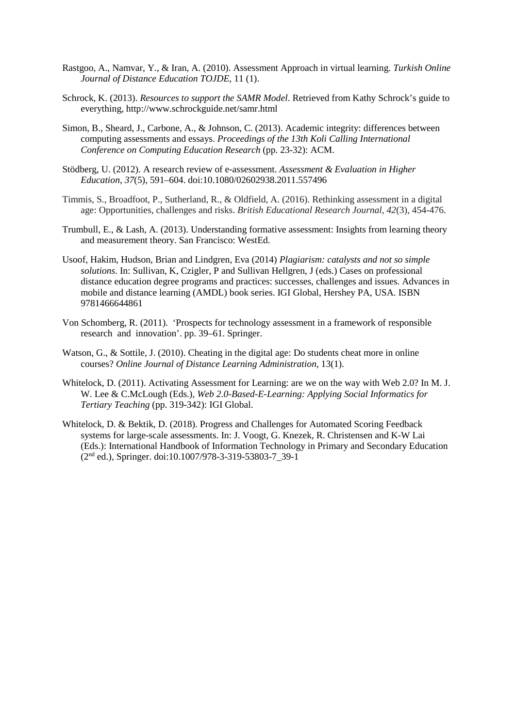Rastgoo, A., Namvar, Y., & Iran, A. (2010). Assessment Approach in virtual learning. *Turkish Online Journal of Distance Education TOJDE*, 11 (1).

Schrock, K. (2013). *Resources to support the SAMR Model*. Retrieved from Kathy Schrock's guide to everything, http://www.schrockguide.net/samr.html

Simon, B., Sheard, J., Carbone, A., & Johnson, C. (2013). Academic integrity: differences between computing assessments and essays. *Proceedings of the 13th Koli Calling International Conference on Computing Education Research* (pp. 23-32): ACM.

Stödberg, U. (2012). A research review of e-assessment. *Assessment & Evaluation in Higher Education*, *37*(5), 591–604. doi:10.1080/02602938.2011.557496

Timmis, S., Broadfoot, P., Sutherland, R., & Oldfield, A. (2016). Rethinking assessment in a digital age: Opportunities, challenges and risks. *British Educational Research Journal*, *42*(3), 454-476.

Trumbull, E., & Lash, A. (2013). Understanding formative assessment: Insights from learning theory and measurement theory. San Francisco: WestEd.

Usoof, Hakim, Hudson, Brian and Lindgren, Eva (2014) *Plagiarism: catalysts and not so simple solutions.* In: Sullivan, K, Czigler, P and Sullivan Hellgren, J (eds.) Cases on professional distance education degree programs and practices: successes, challenges and issues. Advances in mobile and distance learning (AMDL) book series. IGI Global, Hershey PA, USA. ISBN 9781466644861

Von Schomberg, R. (2011). 'Prospects for technology assessment in a framework of responsible research and innovation'. pp. 39–61. Springer.

Watson, G., & Sottile, J. (2010). Cheating in the digital age: Do students cheat more in online courses? *Online Journal of Distance Learning Administration*, 13(1).

Whitelock, D. (2011). Activating Assessment for Learning: are we on the way with Web 2.0? In M. J. W. Lee & C.McLough (Eds.), *Web 2.0-Based-E-Learning: Applying Social Informatics for Tertiary Teaching* (pp. 319-342): IGI Global.

Whitelock, D. & Bektik, D. (2018). Progress and Challenges for Automated Scoring Feedback systems for large-scale assessments. In: J. Voogt, G. Knezek, R. Christensen and K-W Lai (Eds.): International Handbook of Information Technology in Primary and Secondary Education (2nd ed.), Springer. doi:10.1007/978-3-319-53803-7_39-1